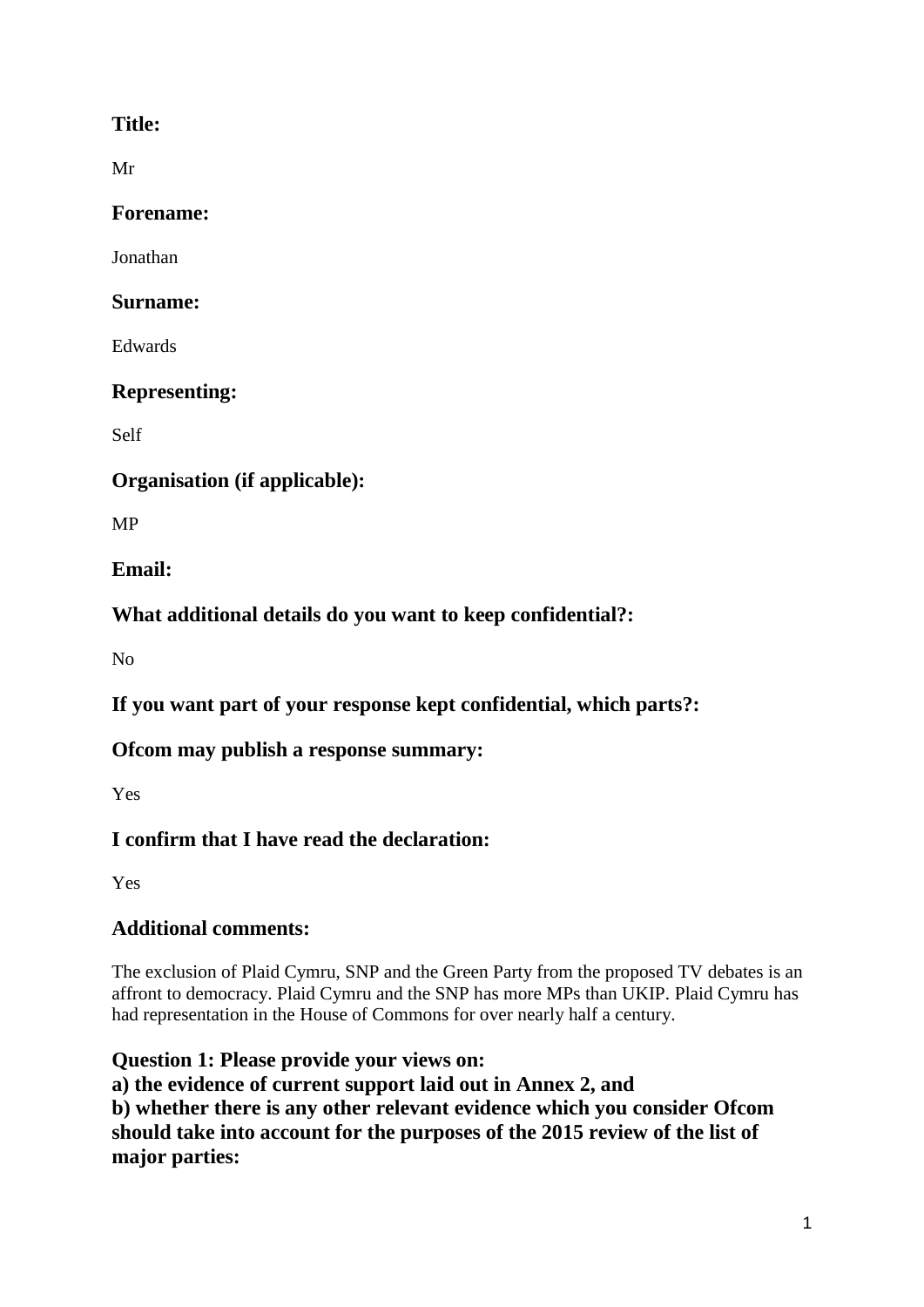## Title:

Mr

## Forename:

Jonathan

## Surname:

Edwards

## Representing:

Self

## Organisation (if applicable):

MP

## Email:

## What additional details do you want to keep confidential?:

No

## If you want part of your response kept confidential, which parts?:

## Ofcom may publish a response summary:

Yes

## I confirm that I have read the declaration:

Yes

## Additional comments:

The exclusion of Plaid Cymru, SNP and the Green Party from the proposed TV debates is an affront to democracy. Plaid Cymru and the SNP has more MPs than UKIP. Plaid Cymru has had representation in the House of Commons for over nearly half a century.

## Question 1: Please provide your views on: a) the evidence of current support laid out in Annex 2, and b) whether there is any other relevant evidence which you consider Ofcom should take into account for the purposes of the 2015 review of the list of major parties: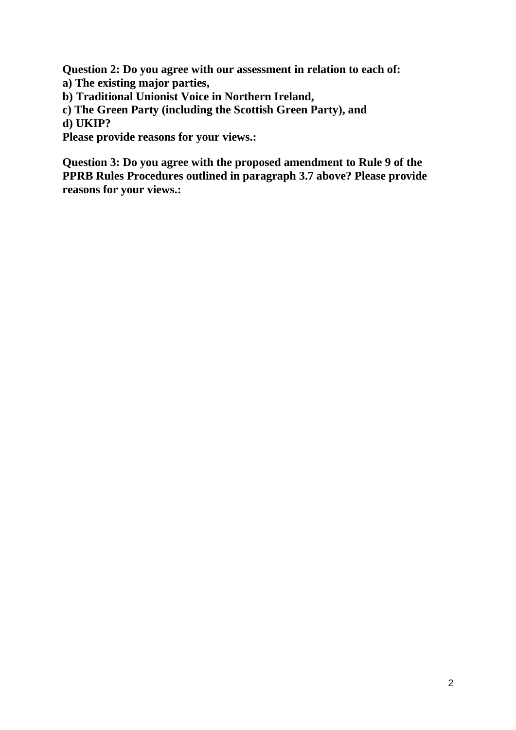**Question 2: Do you agree with our assessment in relation to each of:**
**a) The existing major parties,**
**b) Traditional Unionist Voice in Northern Ireland,**
**c) The Green Party (including the Scottish Green Party), and**
**d) UKIP?**
**Please provide reasons for your views.:**

**Question 3: Do you agree with the proposed amendment to Rule 9 of the PPRB Rules Procedures outlined in paragraph 3.7 above? Please provide reasons for your views.:**